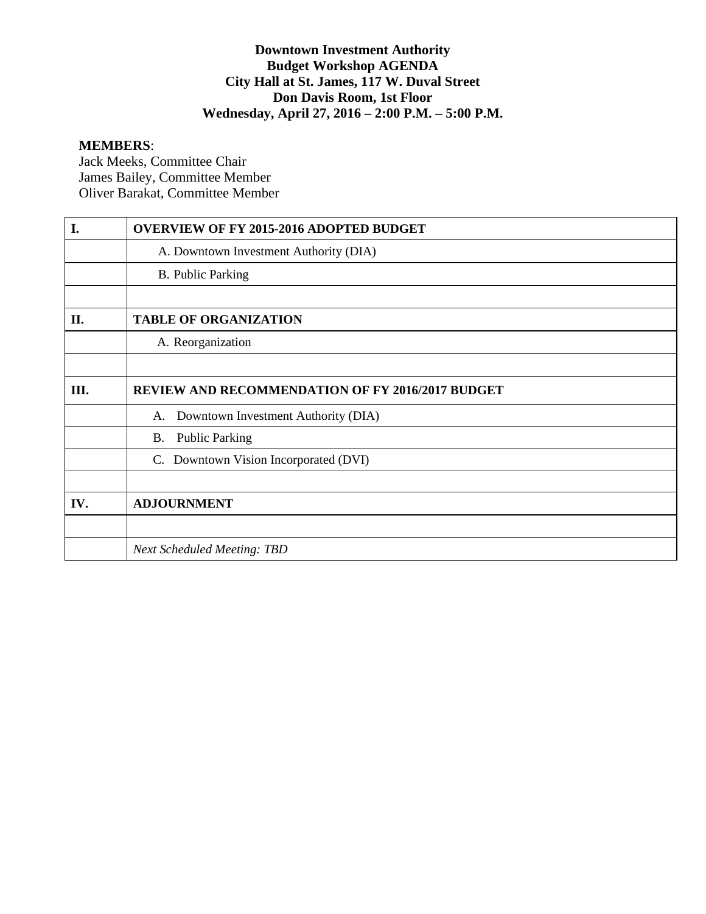**Downtown Investment Authority**
**Budget Workshop AGENDA**
**City Hall at St. James, 117 W. Duval Street**
**Don Davis Room, 1st Floor**
**Wednesday, April 27, 2016 – 2:00 P.M. – 5:00 P.M.**

**MEMBERS**:
Jack Meeks, Committee Chair
James Bailey, Committee Member
Oliver Barakat, Committee Member

| | |
|---|---|
| **I.** | **OVERVIEW OF FY 2015-2016 ADOPTED BUDGET** |
| | A. Downtown Investment Authority (DIA) |
| | B. Public Parking |
| | |
| **II.** | **TABLE OF ORGANIZATION** |
| | A. Reorganization |
| | |
| **III.** | **REVIEW AND RECOMMENDATION OF FY 2016/2017 BUDGET** |
| | A. Downtown Investment Authority (DIA) |
| | B. Public Parking |
| | C. Downtown Vision Incorporated (DVI) |
| | |
| **IV.** | **ADJOURNMENT** |
| | |
| | *Next Scheduled Meeting: TBD* |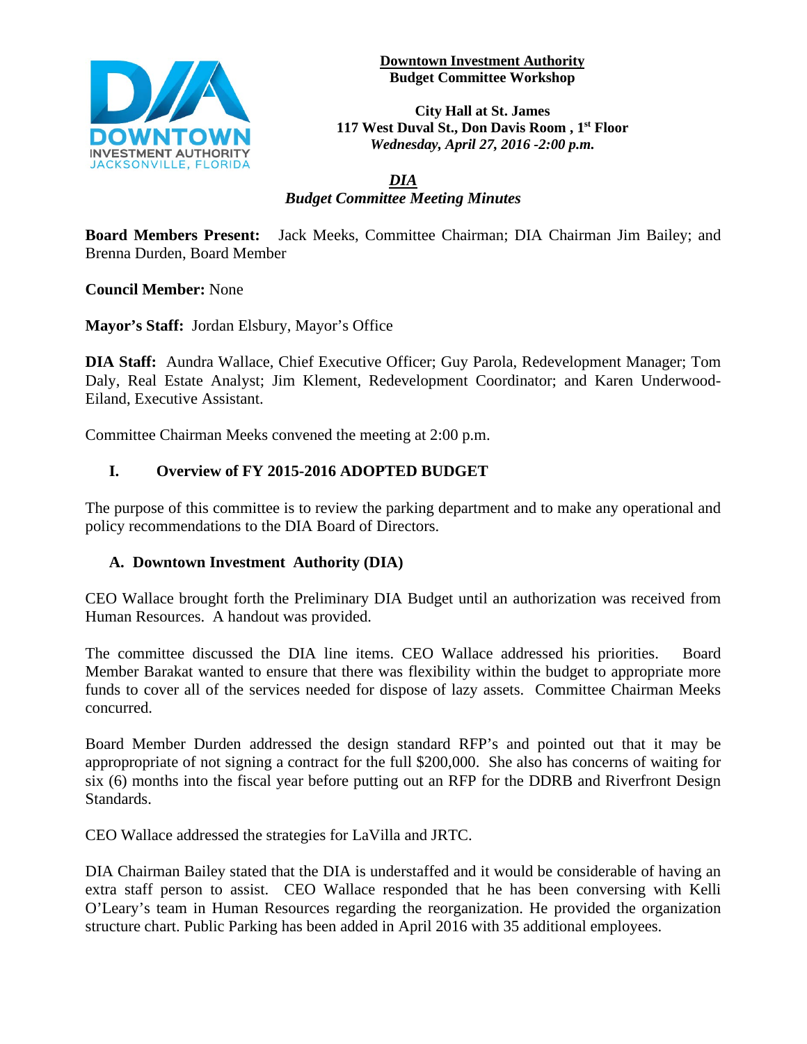**Downtown Investment Authority**
**Budget Committee Workshop**

**City Hall at St. James**
**117 West Duval St., Don Davis Room , 1st Floor**
***Wednesday, April 27, 2016 -2:00 p.m.***

***DIA***
***Budget Committee Meeting Minutes***

**Board Members Present:** Jack Meeks, Committee Chairman; DIA Chairman Jim Bailey; and Brenna Durden, Board Member

**Council Member:** None

**Mayor's Staff:** Jordan Elsbury, Mayor's Office

**DIA Staff:** Aundra Wallace, Chief Executive Officer; Guy Parola, Redevelopment Manager; Tom Daly, Real Estate Analyst; Jim Klement, Redevelopment Coordinator; and Karen Underwood-Eiland, Executive Assistant.

Committee Chairman Meeks convened the meeting at 2:00 p.m.

## I. Overview of FY 2015-2016 ADOPTED BUDGET

The purpose of this committee is to review the parking department and to make any operational and policy recommendations to the DIA Board of Directors.

### A. Downtown Investment Authority (DIA)

CEO Wallace brought forth the Preliminary DIA Budget until an authorization was received from Human Resources. A handout was provided.

The committee discussed the DIA line items. CEO Wallace addressed his priorities. Board Member Barakat wanted to ensure that there was flexibility within the budget to appropriate more funds to cover all of the services needed for dispose of lazy assets. Committee Chairman Meeks concurred.

Board Member Durden addressed the design standard RFP's and pointed out that it may be appropropriate of not signing a contract for the full $200,000. She also has concerns of waiting for six (6) months into the fiscal year before putting out an RFP for the DDRB and Riverfront Design Standards.

CEO Wallace addressed the strategies for LaVilla and JRTC.

DIA Chairman Bailey stated that the DIA is understaffed and it would be considerable of having an extra staff person to assist. CEO Wallace responded that he has been conversing with Kelli O'Leary's team in Human Resources regarding the reorganization. He provided the organization structure chart. Public Parking has been added in April 2016 with 35 additional employees.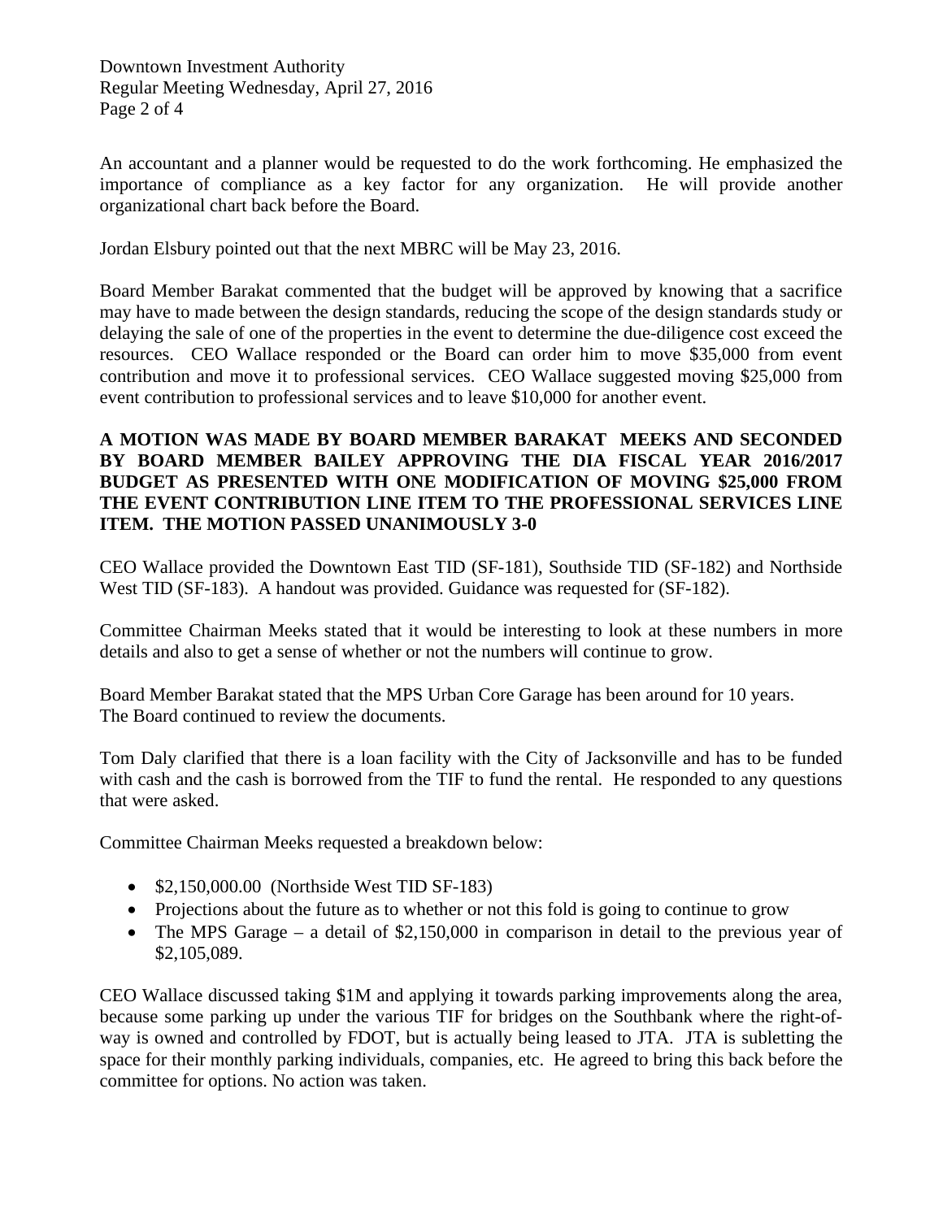An accountant and a planner would be requested to do the work forthcoming. He emphasized the importance of compliance as a key factor for any organization. He will provide another organizational chart back before the Board.

Jordan Elsbury pointed out that the next MBRC will be May 23, 2016.

Board Member Barakat commented that the budget will be approved by knowing that a sacrifice may have to made between the design standards, reducing the scope of the design standards study or delaying the sale of one of the properties in the event to determine the due-diligence cost exceed the resources. CEO Wallace responded or the Board can order him to move $35,000 from event contribution and move it to professional services. CEO Wallace suggested moving $25,000 from event contribution to professional services and to leave $10,000 for another event.

**A MOTION WAS MADE BY BOARD MEMBER BARAKAT MEEKS AND SECONDED BY BOARD MEMBER BAILEY APPROVING THE DIA FISCAL YEAR 2016/2017 BUDGET AS PRESENTED WITH ONE MODIFICATION OF MOVING $25,000 FROM THE EVENT CONTRIBUTION LINE ITEM TO THE PROFESSIONAL SERVICES LINE ITEM. THE MOTION PASSED UNANIMOUSLY 3-0**

CEO Wallace provided the Downtown East TID (SF-181), Southside TID (SF-182) and Northside West TID (SF-183). A handout was provided. Guidance was requested for (SF-182).

Committee Chairman Meeks stated that it would be interesting to look at these numbers in more details and also to get a sense of whether or not the numbers will continue to grow.

Board Member Barakat stated that the MPS Urban Core Garage has been around for 10 years.
The Board continued to review the documents.

Tom Daly clarified that there is a loan facility with the City of Jacksonville and has to be funded with cash and the cash is borrowed from the TIF to fund the rental. He responded to any questions that were asked.

Committee Chairman Meeks requested a breakdown below:

- $2,150,000.00 (Northside West TID SF-183)
- Projections about the future as to whether or not this fold is going to continue to grow
- The MPS Garage – a detail of $2,150,000 in comparison in detail to the previous year of $2,105,089.

CEO Wallace discussed taking $1M and applying it towards parking improvements along the area, because some parking up under the various TIF for bridges on the Southbank where the right-of-way is owned and controlled by FDOT, but is actually being leased to JTA. JTA is subletting the space for their monthly parking individuals, companies, etc. He agreed to bring this back before the committee for options. No action was taken.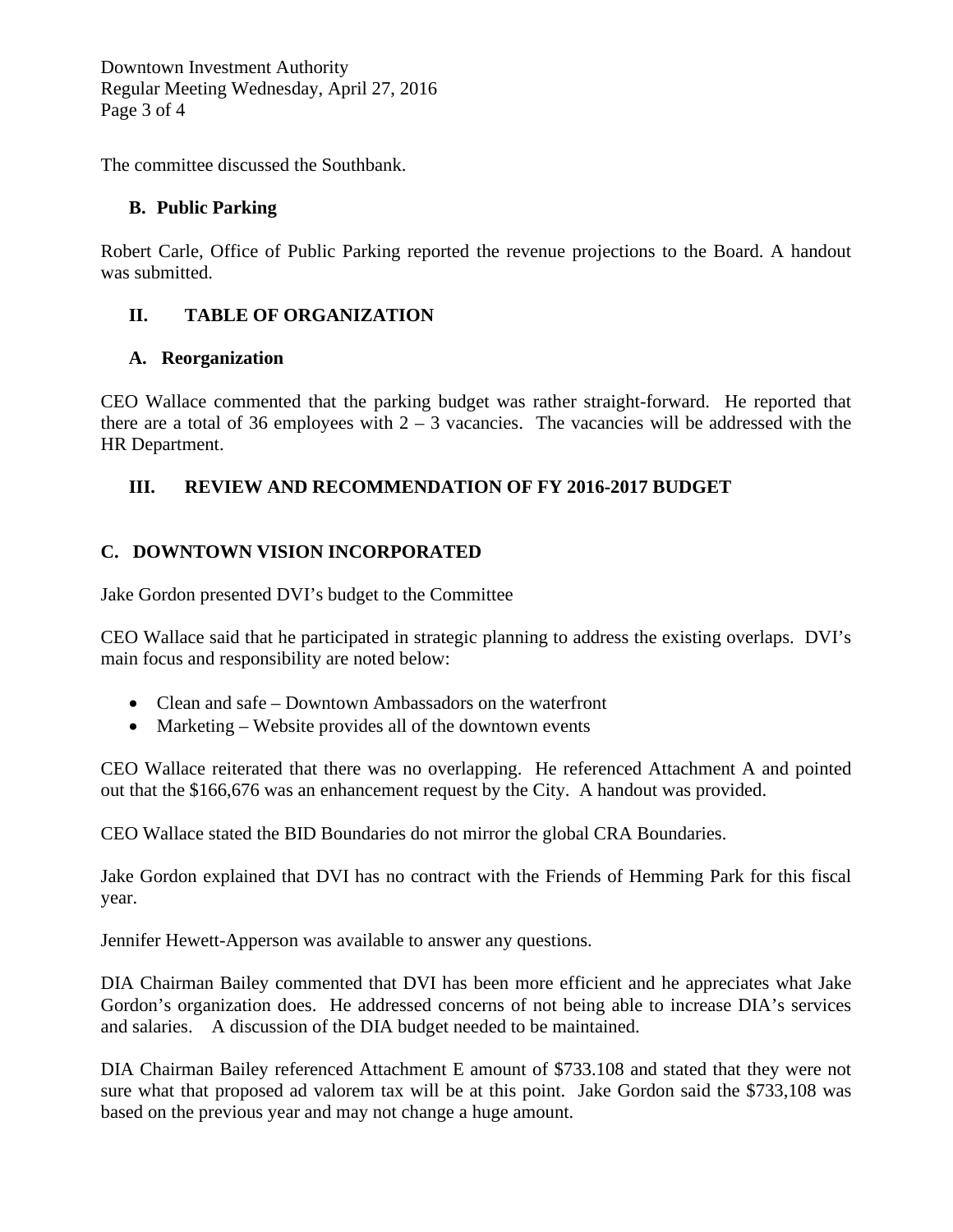The committee discussed the Southbank.

### B. Public Parking

Robert Carle, Office of Public Parking reported the revenue projections to the Board. A handout was submitted.

## II. TABLE OF ORGANIZATION

### A. Reorganization

CEO Wallace commented that the parking budget was rather straight-forward. He reported that there are a total of 36 employees with 2 – 3 vacancies. The vacancies will be addressed with the HR Department.

## III. REVIEW AND RECOMMENDATION OF FY 2016-2017 BUDGET

### C. DOWNTOWN VISION INCORPORATED

Jake Gordon presented DVI's budget to the Committee

CEO Wallace said that he participated in strategic planning to address the existing overlaps. DVI's main focus and responsibility are noted below:

- Clean and safe – Downtown Ambassadors on the waterfront
- Marketing – Website provides all of the downtown events

CEO Wallace reiterated that there was no overlapping. He referenced Attachment A and pointed out that the $166,676 was an enhancement request by the City. A handout was provided.

CEO Wallace stated the BID Boundaries do not mirror the global CRA Boundaries.

Jake Gordon explained that DVI has no contract with the Friends of Hemming Park for this fiscal year.

Jennifer Hewett-Apperson was available to answer any questions.

DIA Chairman Bailey commented that DVI has been more efficient and he appreciates what Jake Gordon's organization does. He addressed concerns of not being able to increase DIA's services and salaries. A discussion of the DIA budget needed to be maintained.

DIA Chairman Bailey referenced Attachment E amount of $733.108 and stated that they were not sure what that proposed ad valorem tax will be at this point. Jake Gordon said the $733,108 was based on the previous year and may not change a huge amount.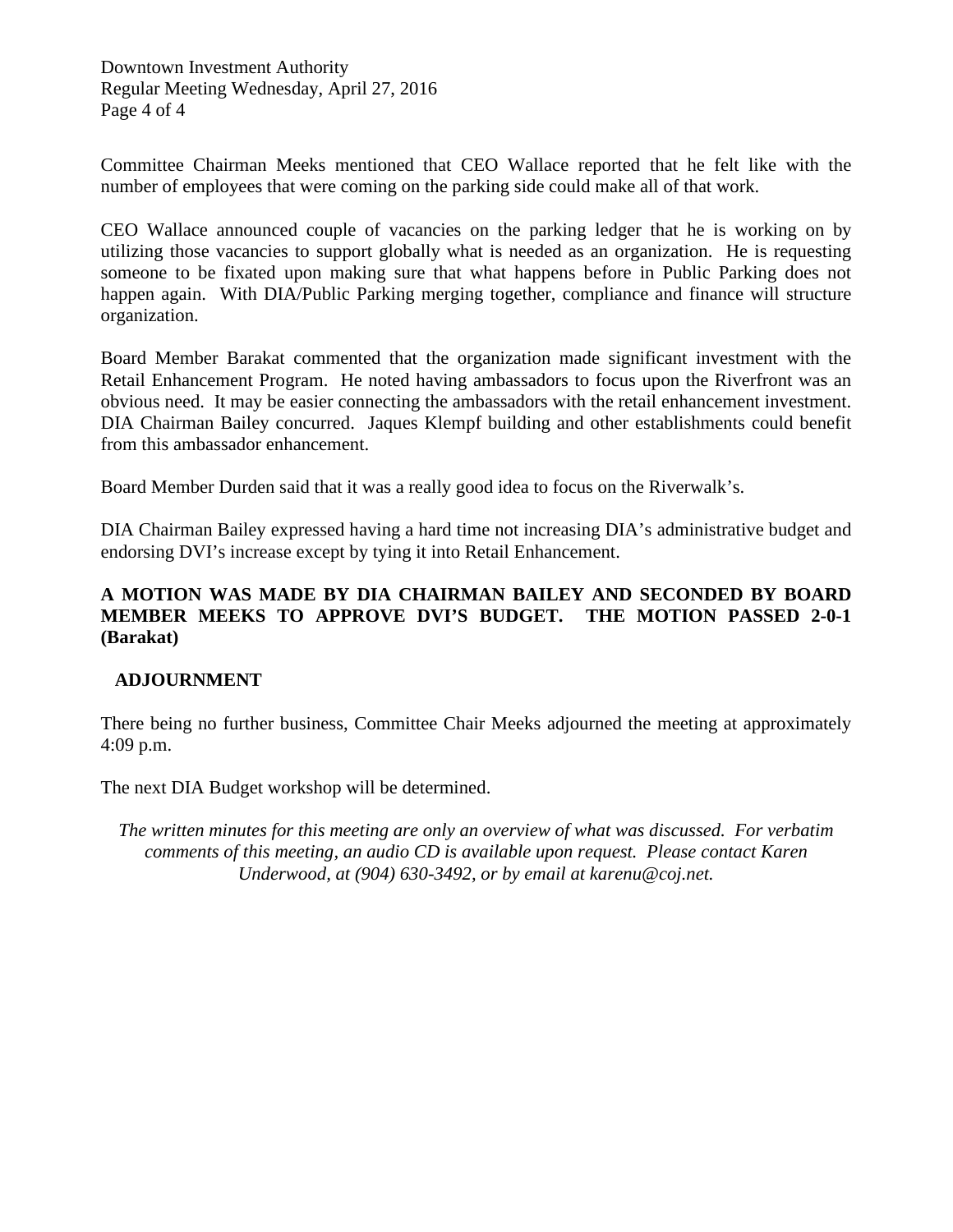Committee Chairman Meeks mentioned that CEO Wallace reported that he felt like with the number of employees that were coming on the parking side could make all of that work.

CEO Wallace announced couple of vacancies on the parking ledger that he is working on by utilizing those vacancies to support globally what is needed as an organization. He is requesting someone to be fixated upon making sure that what happens before in Public Parking does not happen again. With DIA/Public Parking merging together, compliance and finance will structure organization.

Board Member Barakat commented that the organization made significant investment with the Retail Enhancement Program. He noted having ambassadors to focus upon the Riverfront was an obvious need. It may be easier connecting the ambassadors with the retail enhancement investment. DIA Chairman Bailey concurred. Jaques Klempf building and other establishments could benefit from this ambassador enhancement.

Board Member Durden said that it was a really good idea to focus on the Riverwalk's.

DIA Chairman Bailey expressed having a hard time not increasing DIA's administrative budget and endorsing DVI's increase except by tying it into Retail Enhancement.

**A MOTION WAS MADE BY DIA CHAIRMAN BAILEY AND SECONDED BY BOARD MEMBER MEEKS TO APPROVE DVI'S BUDGET. THE MOTION PASSED 2-0-1 (Barakat)**

**ADJOURNMENT**

There being no further business, Committee Chair Meeks adjourned the meeting at approximately 4:09 p.m.

The next DIA Budget workshop will be determined.

*The written minutes for this meeting are only an overview of what was discussed. For verbatim comments of this meeting, an audio CD is available upon request. Please contact Karen Underwood, at (904) 630-3492, or by email at karenu@coj.net.*